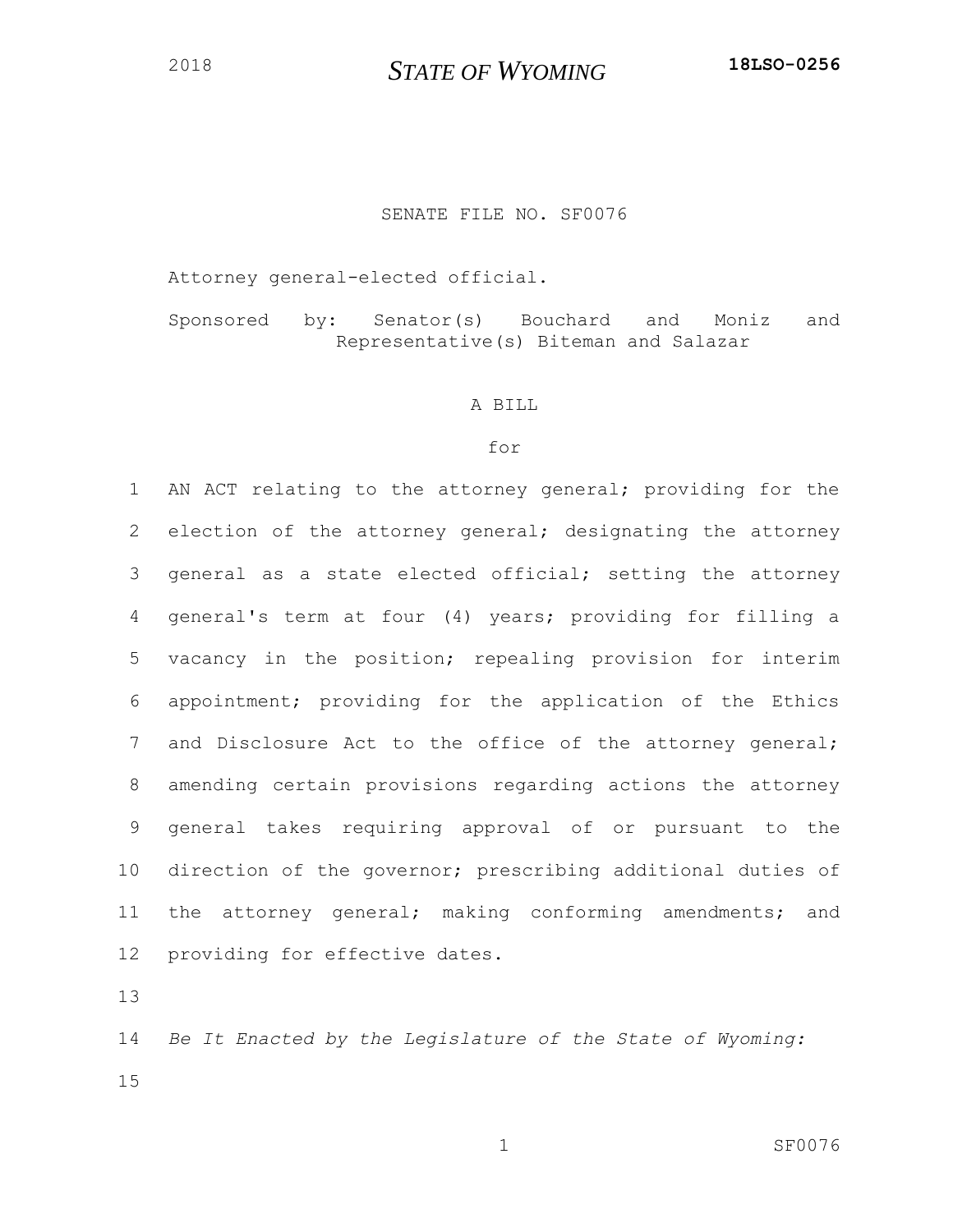2018 **STATE OF WYOMING** **18LSO-0256**

SENATE FILE NO. SF0076

Attorney general-elected official.

Sponsored by: Senator(s) Bouchard and Moniz and Representative(s) Biteman and Salazar

A BILL

for

1 AN ACT relating to the attorney general; providing for the
2 election of the attorney general; designating the attorney
3 general as a state elected official; setting the attorney
4 general's term at four (4) years; providing for filling a
5 vacancy in the position; repealing provision for interim
6 appointment; providing for the application of the Ethics
7 and Disclosure Act to the office of the attorney general;
8 amending certain provisions regarding actions the attorney
9 general takes requiring approval of or pursuant to the
10 direction of the governor; prescribing additional duties of
11 the attorney general; making conforming amendments; and
12 providing for effective dates.
13
14 *Be It Enacted by the Legislature of the State of Wyoming:*
15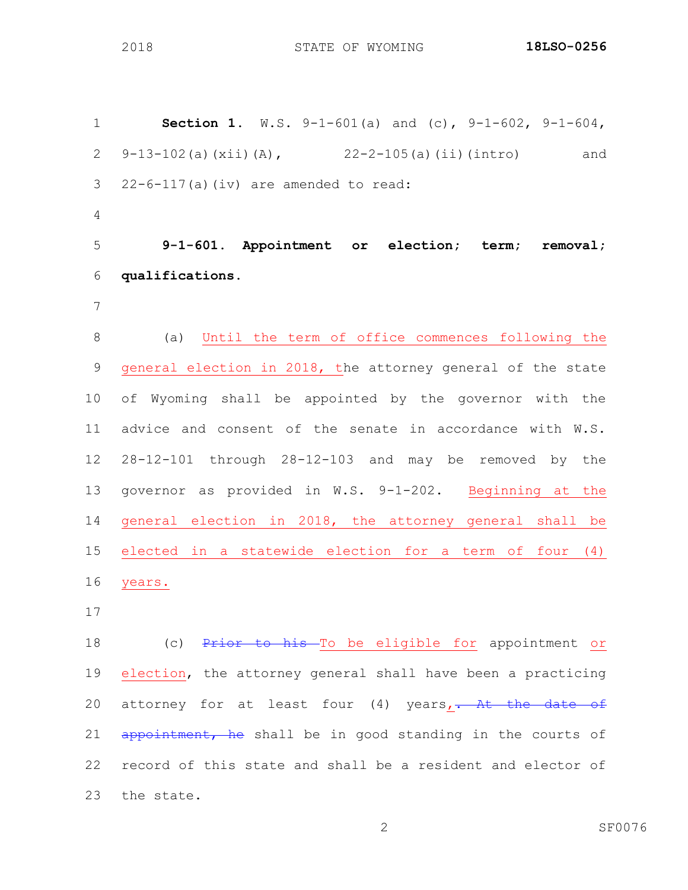**Section 1.** W.S. 9-1-601(a) and (c), 9-1-602, 9-1-604, 9-13-102(a)(xii)(A), 22-2-105(a)(ii)(intro) and 22-6-117(a)(iv) are amended to read:

**9-1-601. Appointment or election; term; removal; qualifications.**

(a) <u>Until the term of office commences following the general election in 2018, t</u>he attorney general of the state of Wyoming shall be appointed by the governor with the advice and consent of the senate in accordance with W.S. 28-12-101 through 28-12-103 and may be removed by the governor as provided in W.S. 9-1-202. <u>Beginning at the general election in 2018, the attorney general shall be elected in a statewide election for a term of four (4) years.</u>

(c) ~~Prior to his~~ <u>To be eligible for</u> appointment <u>or election</u>, the attorney general shall have been a practicing attorney for at least four (4) years<u>,</u>~~. At the date of appointment, he~~ shall be in good standing in the courts of record of this state and shall be a resident and elector of the state.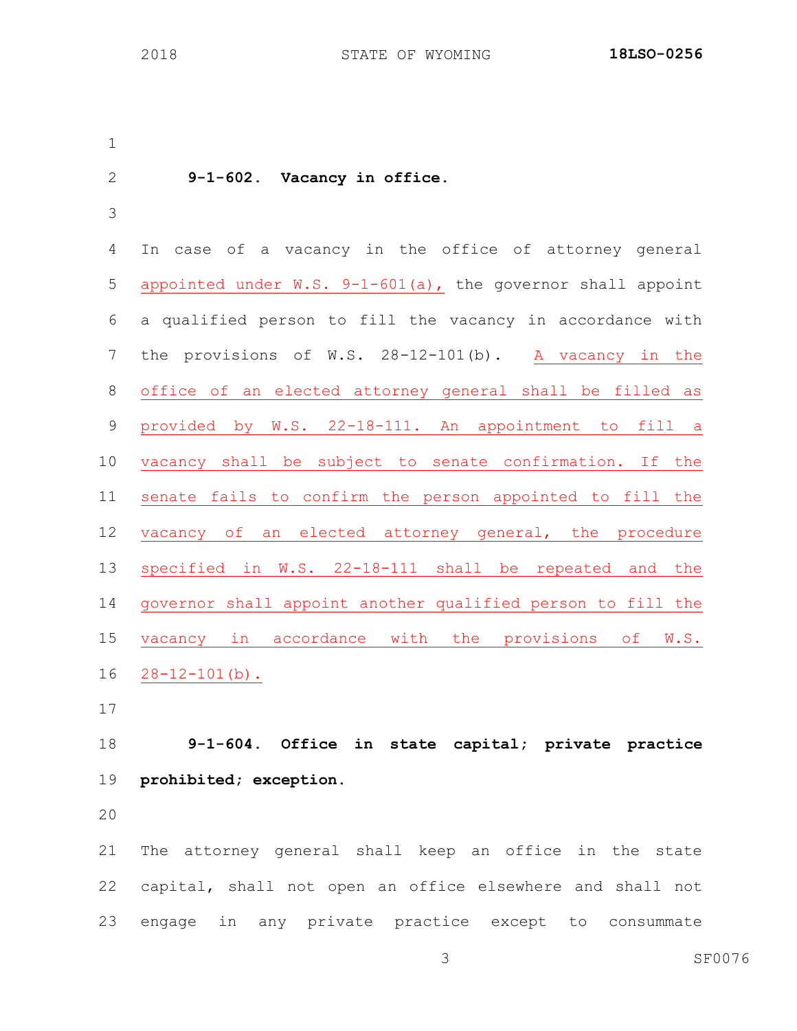**9-1-602. Vacancy in office.**

In case of a vacancy in the office of attorney general appointed under W.S. 9-1-601(a), the governor shall appoint a qualified person to fill the vacancy in accordance with the provisions of W.S. 28-12-101(b). A vacancy in the office of an elected attorney general shall be filled as provided by W.S. 22-18-111. An appointment to fill a vacancy shall be subject to senate confirmation. If the senate fails to confirm the person appointed to fill the vacancy of an elected attorney general, the procedure specified in W.S. 22-18-111 shall be repeated and the governor shall appoint another qualified person to fill the vacancy in accordance with the provisions of W.S. 28-12-101(b).

**9-1-604. Office in state capital; private practice prohibited; exception.**

The attorney general shall keep an office in the state capital, shall not open an office elsewhere and shall not engage in any private practice except to consummate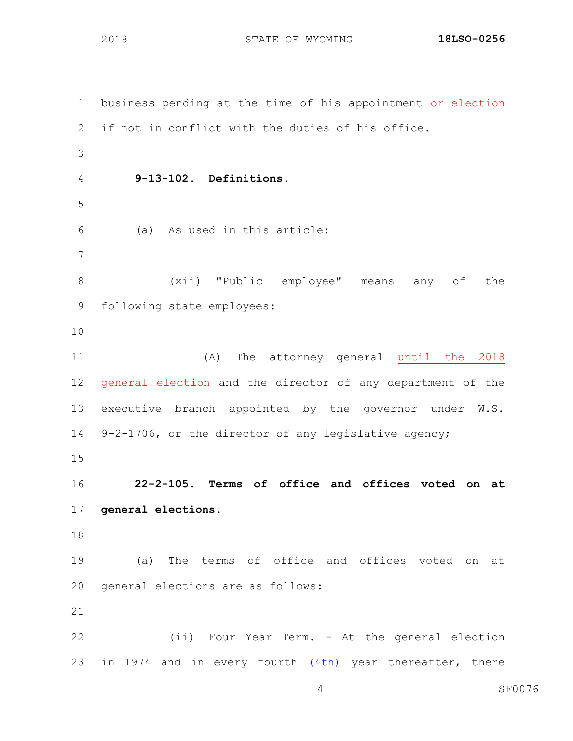business pending at the time of his appointment or election if not in conflict with the duties of his office.

**9-13-102. Definitions.**

(a) As used in this article:

(xii) "Public employee" means any of the following state employees:

(A) The attorney general until the 2018 general election and the director of any department of the executive branch appointed by the governor under W.S. 9-2-1706, or the director of any legislative agency;

**22-2-105. Terms of office and offices voted on at general elections.**

(a) The terms of office and offices voted on at general elections are as follows:

(ii) Four Year Term. - At the general election in 1974 and in every fourth ~~(4th)~~ year thereafter, there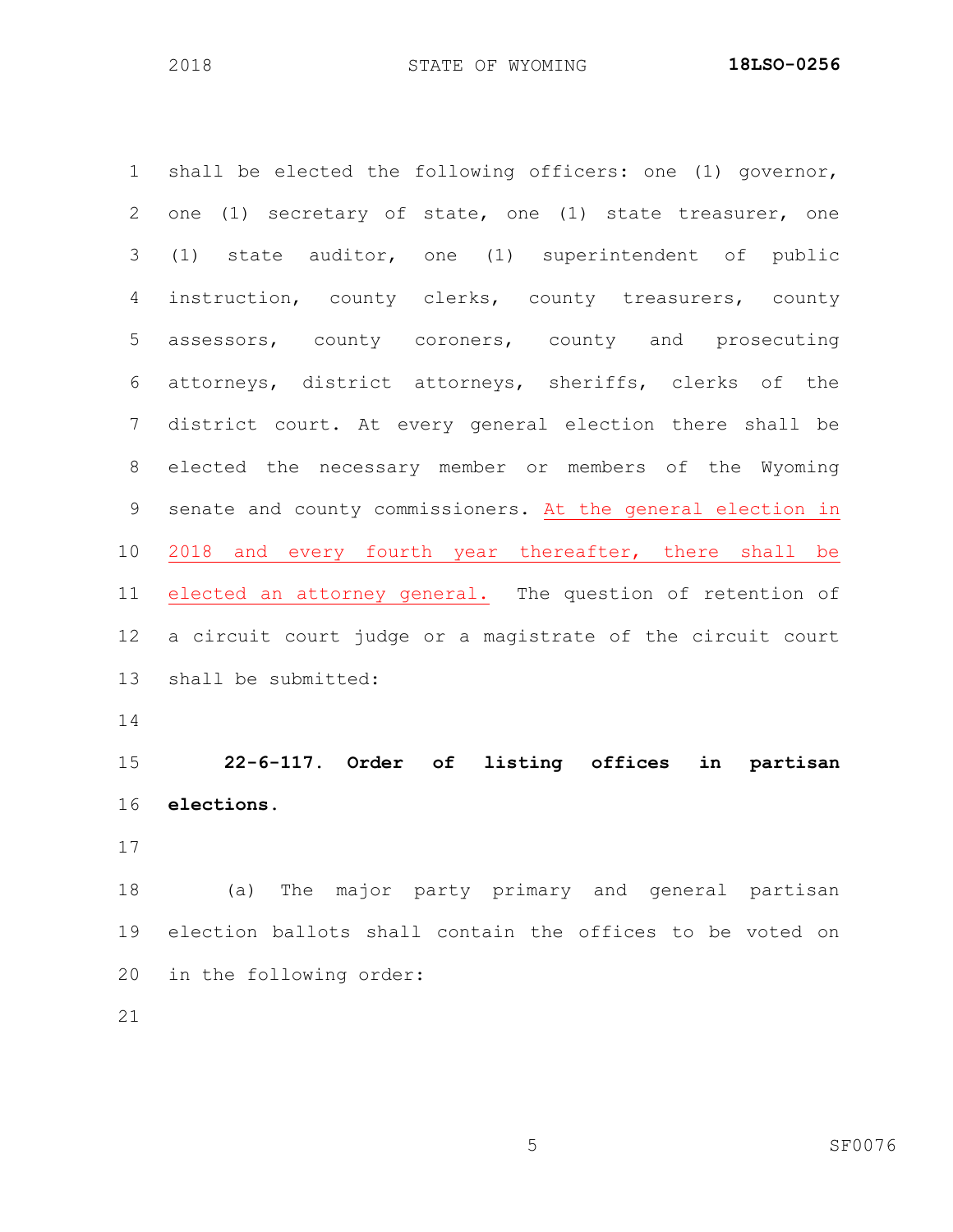shall be elected the following officers: one (1) governor, one (1) secretary of state, one (1) state treasurer, one (1) state auditor, one (1) superintendent of public instruction, county clerks, county treasurers, county assessors, county coroners, county and prosecuting attorneys, district attorneys, sheriffs, clerks of the district court. At every general election there shall be elected the necessary member or members of the Wyoming senate and county commissioners. <u>At the general election in 2018 and every fourth year thereafter, there shall be elected an attorney general.</u> The question of retention of a circuit court judge or a magistrate of the circuit court shall be submitted:

**22-6-117. Order of listing offices in partisan elections.**

(a) The major party primary and general partisan election ballots shall contain the offices to be voted on in the following order: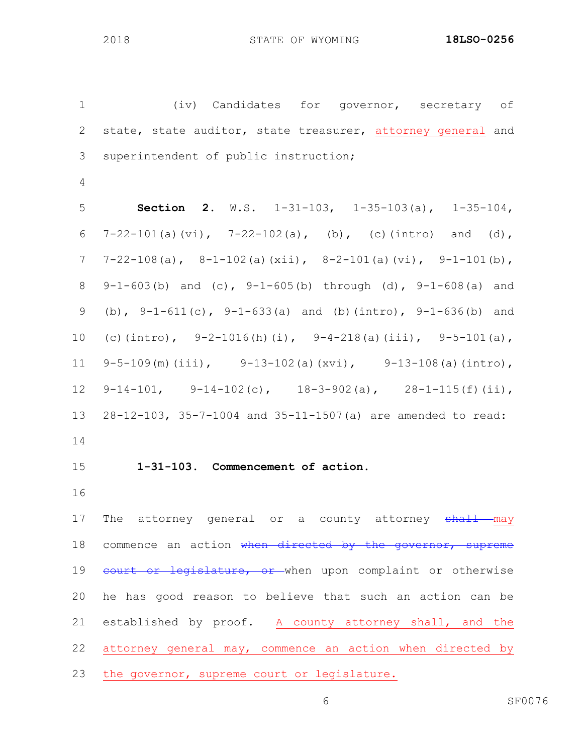(iv) Candidates for governor, secretary of state, state auditor, state treasurer, attorney general and superintendent of public instruction;

**Section 2.** W.S. 1-31-103, 1-35-103(a), 1-35-104, 7-22-101(a)(vi), 7-22-102(a), (b), (c)(intro) and (d), 7-22-108(a), 8-1-102(a)(xii), 8-2-101(a)(vi), 9-1-101(b), 9-1-603(b) and (c), 9-1-605(b) through (d), 9-1-608(a) and (b), 9-1-611(c), 9-1-633(a) and (b)(intro), 9-1-636(b) and (c)(intro), 9-2-1016(h)(i), 9-4-218(a)(iii), 9-5-101(a), 9-5-109(m)(iii), 9-13-102(a)(xvi), 9-13-108(a)(intro), 9-14-101, 9-14-102(c), 18-3-902(a), 28-1-115(f)(ii), 28-12-103, 35-7-1004 and 35-11-1507(a) are amended to read:

**1-31-103. Commencement of action.**

The attorney general or a county attorney ~~shall~~ may commence an action ~~when directed by the governor, supreme court or legislature, or~~ when upon complaint or otherwise he has good reason to believe that such an action can be established by proof. A county attorney shall, and the attorney general may, commence an action when directed by the governor, supreme court or legislature.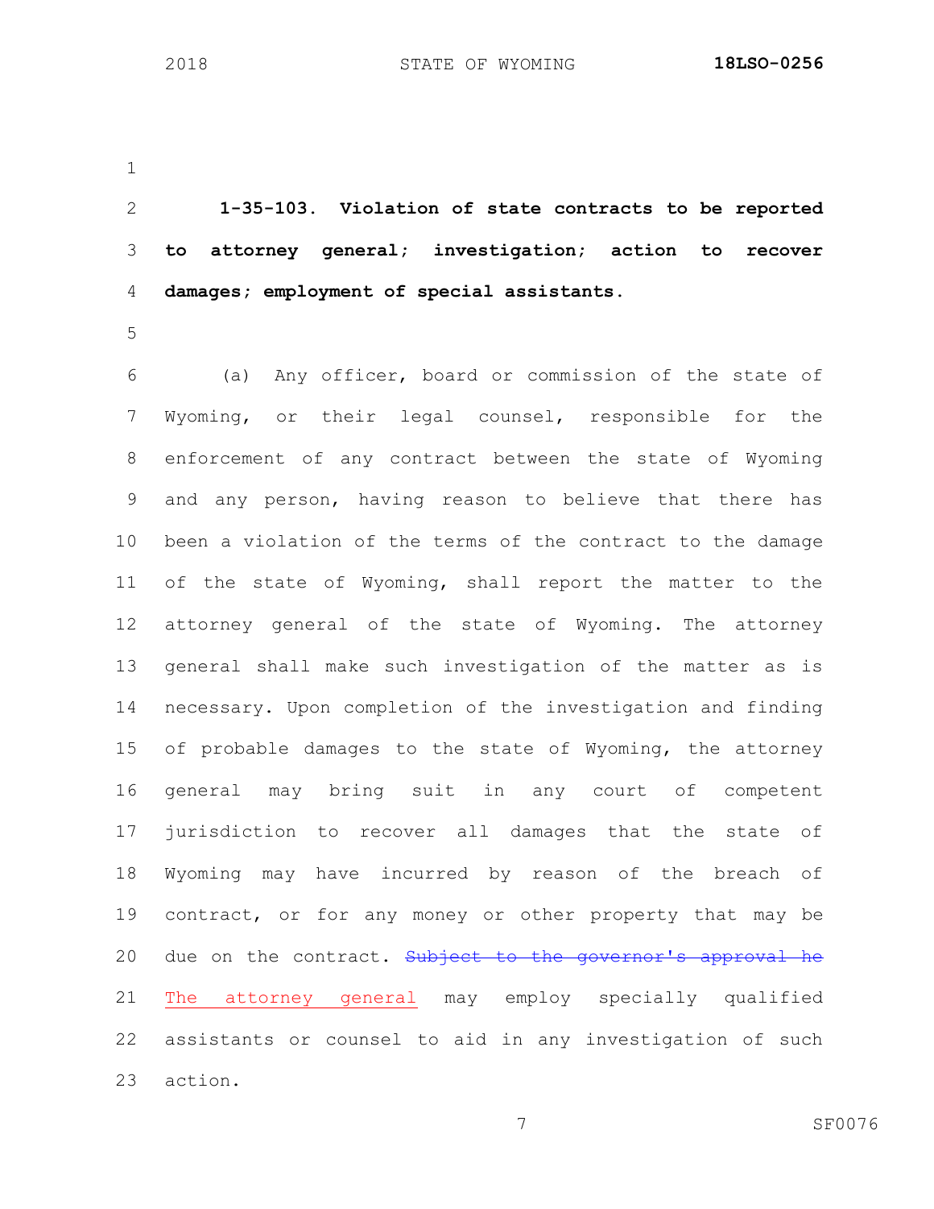**1-35-103. Violation of state contracts to be reported to attorney general; investigation; action to recover damages; employment of special assistants.**

(a) Any officer, board or commission of the state of Wyoming, or their legal counsel, responsible for the enforcement of any contract between the state of Wyoming and any person, having reason to believe that there has been a violation of the terms of the contract to the damage of the state of Wyoming, shall report the matter to the attorney general of the state of Wyoming. The attorney general shall make such investigation of the matter as is necessary. Upon completion of the investigation and finding of probable damages to the state of Wyoming, the attorney general may bring suit in any court of competent jurisdiction to recover all damages that the state of Wyoming may have incurred by reason of the breach of contract, or for any money or other property that may be due on the contract. ~~Subject to the governor's approval he~~ <u>The attorney general</u> may employ specially qualified assistants or counsel to aid in any investigation of such action.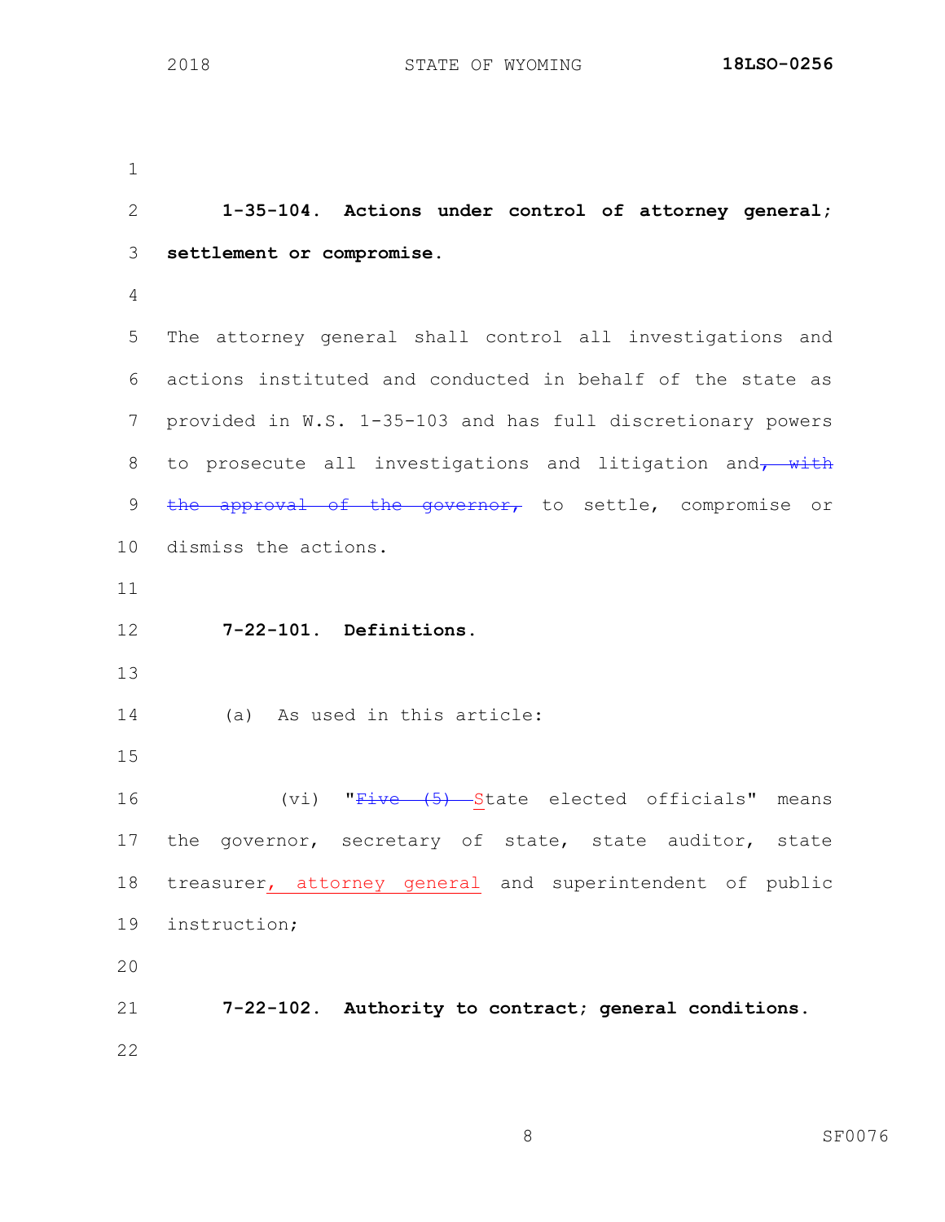**1-35-104. Actions under control of attorney general; settlement or compromise.**

The attorney general shall control all investigations and actions instituted and conducted in behalf of the state as provided in W.S. 1-35-103 and has full discretionary powers to prosecute all investigations and litigation and~~, with the approval of the governor,~~ to settle, compromise or dismiss the actions.

**7-22-101. Definitions.**

(a) As used in this article:

(vi) "~~Five (5)~~ State elected officials" means the governor, secretary of state, state auditor, state treasurer, attorney general and superintendent of public instruction;

**7-22-102. Authority to contract; general conditions.**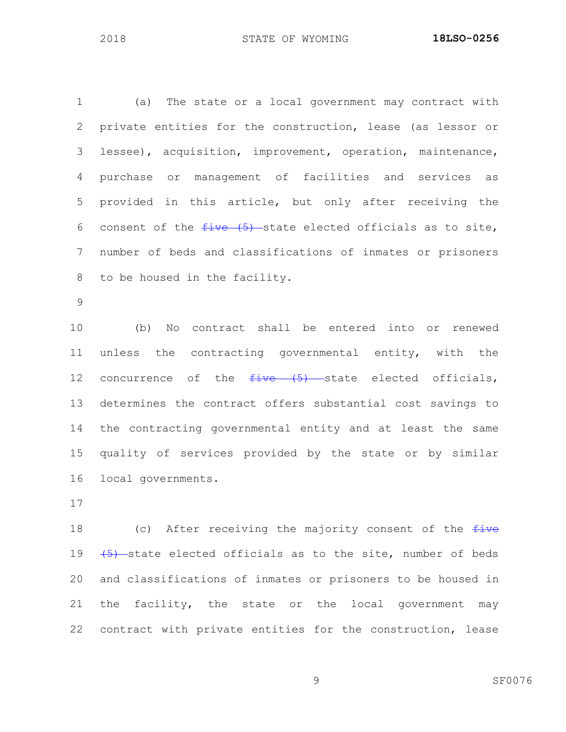(a) The state or a local government may contract with private entities for the construction, lease (as lessor or lessee), acquisition, improvement, operation, maintenance, purchase or management of facilities and services as provided in this article, but only after receiving the consent of the ~~five (5)~~ state elected officials as to site, number of beds and classifications of inmates or prisoners to be housed in the facility.

(b) No contract shall be entered into or renewed unless the contracting governmental entity, with the concurrence of the ~~five (5)~~ state elected officials, determines the contract offers substantial cost savings to the contracting governmental entity and at least the same quality of services provided by the state or by similar local governments.

(c) After receiving the majority consent of the ~~five (5)~~ state elected officials as to the site, number of beds and classifications of inmates or prisoners to be housed in the facility, the state or the local government may contract with private entities for the construction, lease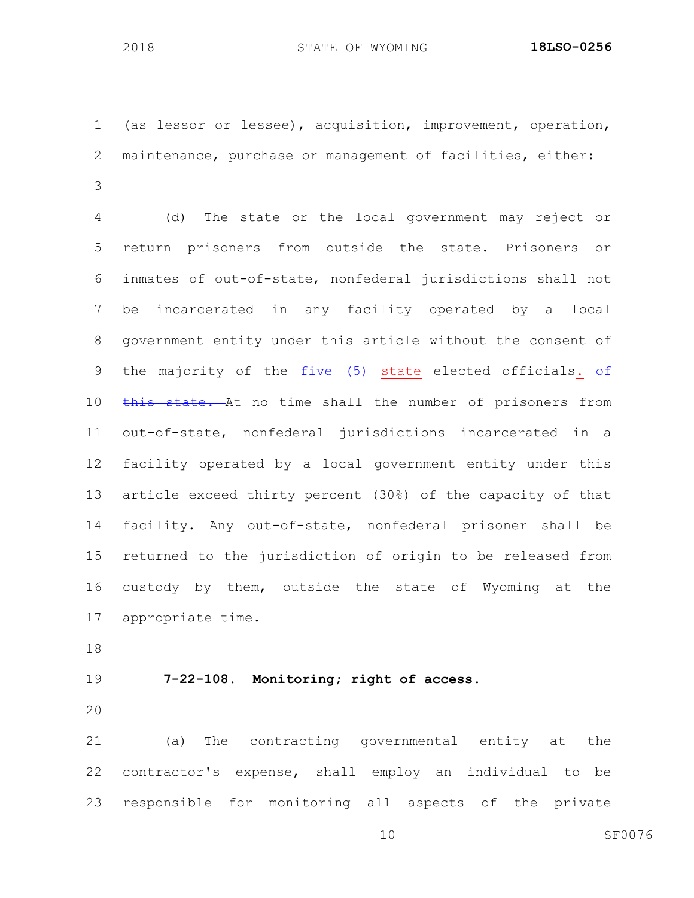(as lessor or lessee), acquisition, improvement, operation, maintenance, purchase or management of facilities, either:

(d) The state or the local government may reject or return prisoners from outside the state. Prisoners or inmates of out-of-state, nonfederal jurisdictions shall not be incarcerated in any facility operated by a local government entity under this article without the consent of the majority of the ~~five (5)~~ state elected officials. ~~of this state.~~ At no time shall the number of prisoners from out-of-state, nonfederal jurisdictions incarcerated in a facility operated by a local government entity under this article exceed thirty percent (30%) of the capacity of that facility. Any out-of-state, nonfederal prisoner shall be returned to the jurisdiction of origin to be released from custody by them, outside the state of Wyoming at the appropriate time.

**7-22-108. Monitoring; right of access.**

(a) The contracting governmental entity at the contractor's expense, shall employ an individual to be responsible for monitoring all aspects of the private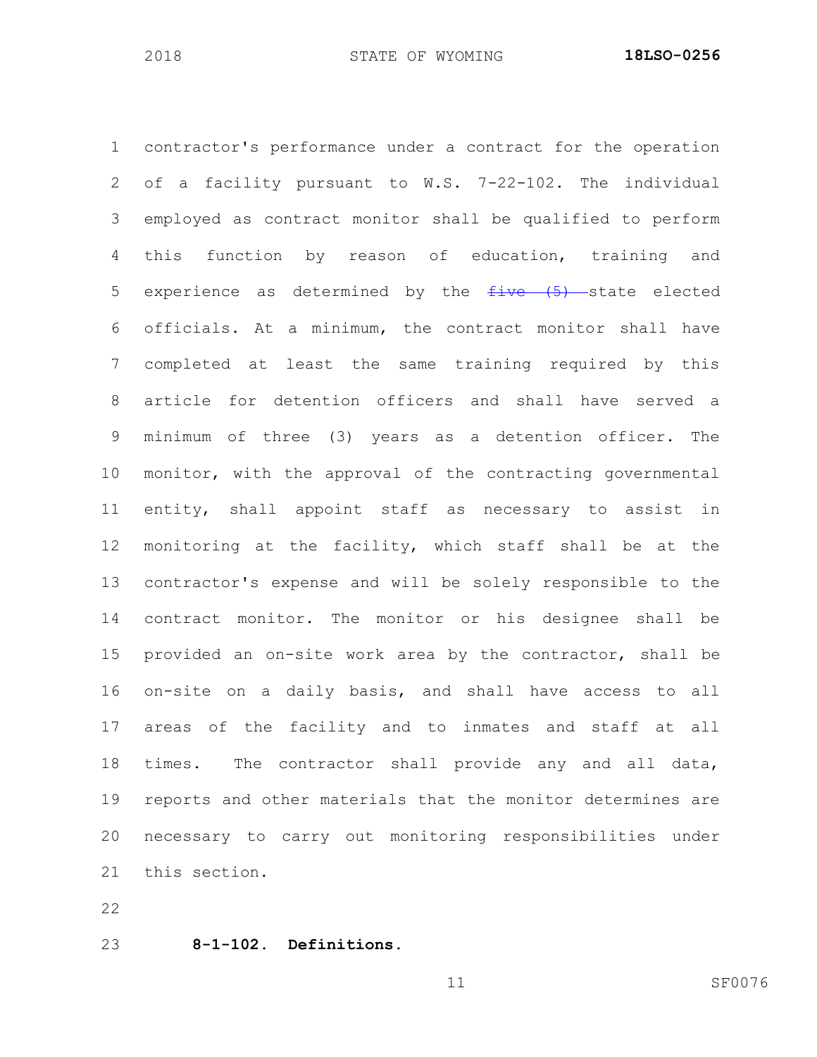contractor's performance under a contract for the operation of a facility pursuant to W.S. 7-22-102. The individual employed as contract monitor shall be qualified to perform this function by reason of education, training and experience as determined by the ~~five (5)~~ state elected officials. At a minimum, the contract monitor shall have completed at least the same training required by this article for detention officers and shall have served a minimum of three (3) years as a detention officer. The monitor, with the approval of the contracting governmental entity, shall appoint staff as necessary to assist in monitoring at the facility, which staff shall be at the contractor's expense and will be solely responsible to the contract monitor. The monitor or his designee shall be provided an on-site work area by the contractor, shall be on-site on a daily basis, and shall have access to all areas of the facility and to inmates and staff at all times. The contractor shall provide any and all data, reports and other materials that the monitor determines are necessary to carry out monitoring responsibilities under this section.

**8-1-102. Definitions.**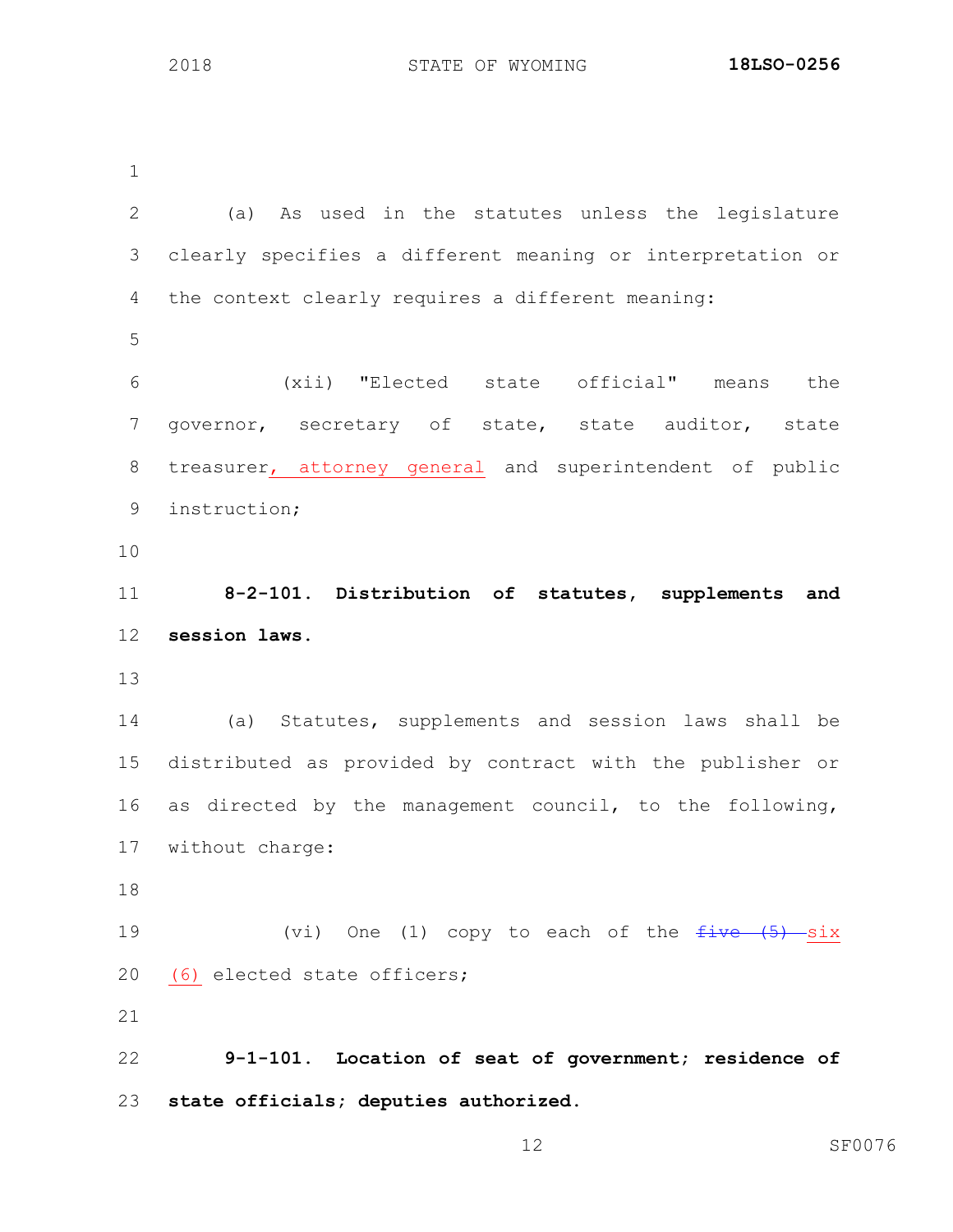(a) As used in the statutes unless the legislature clearly specifies a different meaning or interpretation or the context clearly requires a different meaning:

(xii) "Elected state official" means the governor, secretary of state, state auditor, state treasurer, attorney general and superintendent of public instruction;

**8-2-101. Distribution of statutes, supplements and session laws.**

(a) Statutes, supplements and session laws shall be distributed as provided by contract with the publisher or as directed by the management council, to the following, without charge:

(vi) One (1) copy to each of the ~~five (5)~~ six (6) elected state officers;

**9-1-101. Location of seat of government; residence of state officials; deputies authorized.**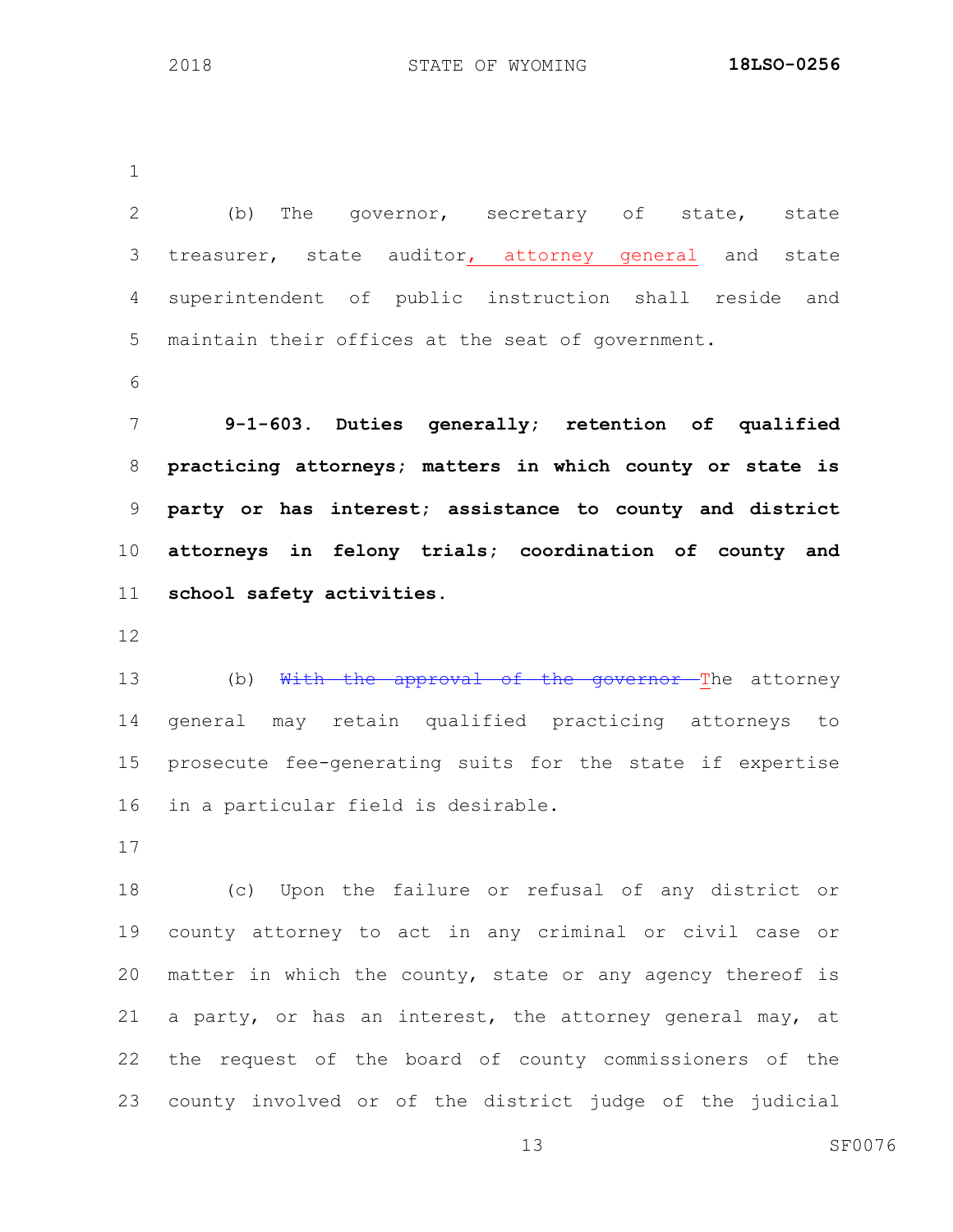(b) The governor, secretary of state, state treasurer, state auditor, attorney general and state superintendent of public instruction shall reside and maintain their offices at the seat of government.

**9-1-603. Duties generally; retention of qualified practicing attorneys; matters in which county or state is party or has interest; assistance to county and district attorneys in felony trials; coordination of county and school safety activities.**

(b) ~~With the approval of the governor t~~The attorney general may retain qualified practicing attorneys to prosecute fee-generating suits for the state if expertise in a particular field is desirable.

(c) Upon the failure or refusal of any district or county attorney to act in any criminal or civil case or matter in which the county, state or any agency thereof is a party, or has an interest, the attorney general may, at the request of the board of county commissioners of the county involved or of the district judge of the judicial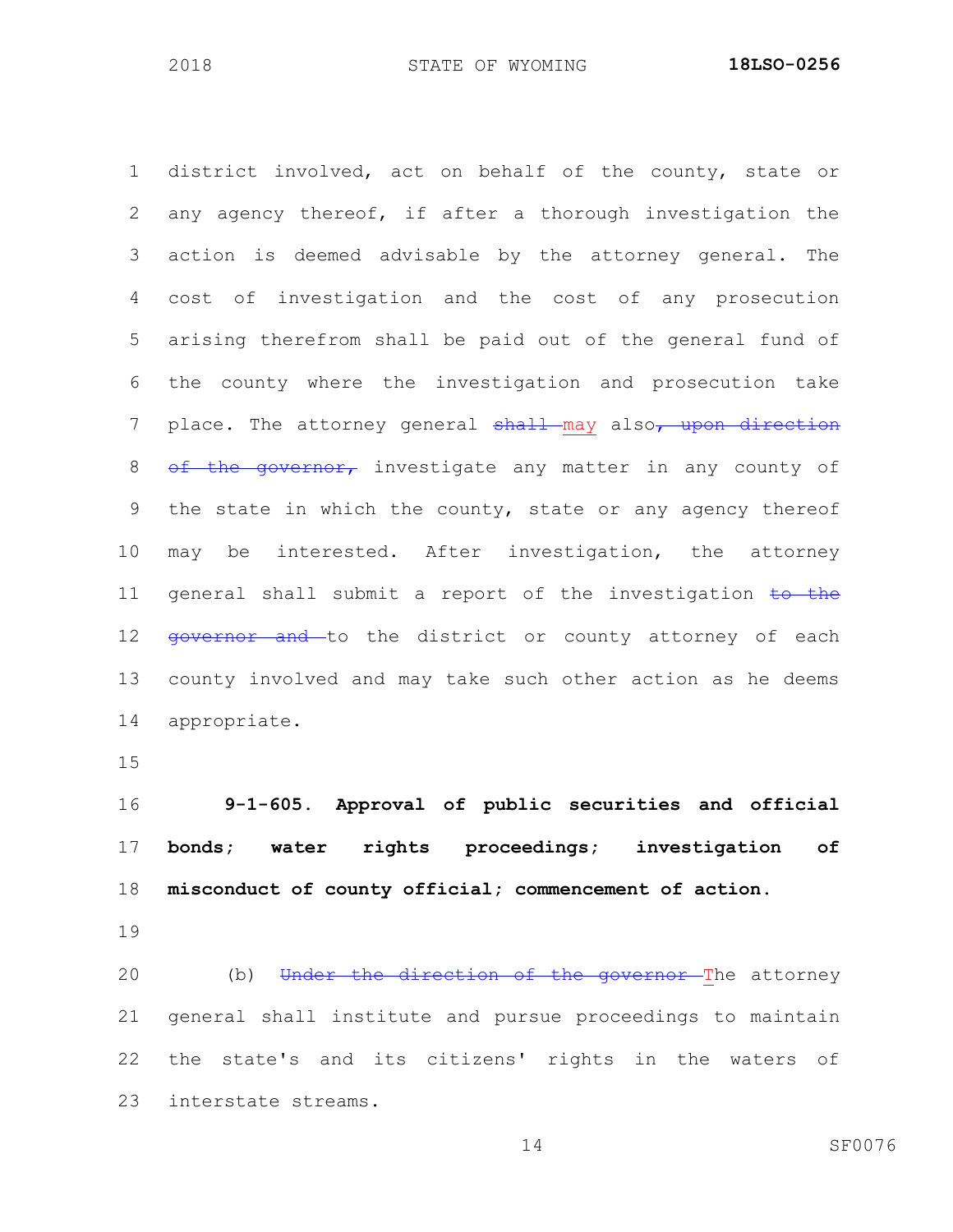district involved, act on behalf of the county, state or any agency thereof, if after a thorough investigation the action is deemed advisable by the attorney general. The cost of investigation and the cost of any prosecution arising therefrom shall be paid out of the general fund of the county where the investigation and prosecution take place. The attorney general ~~shall~~ <u>may</u> also~~, upon direction of the governor,~~ investigate any matter in any county of the state in which the county, state or any agency thereof may be interested. After investigation, the attorney general shall submit a report of the investigation ~~to the governor and~~ to the district or county attorney of each county involved and may take such other action as he deems appropriate.

**9-1-605. Approval of public securities and official bonds; water rights proceedings; investigation of misconduct of county official; commencement of action.**

(b) ~~Under the direction of the governor t~~<u>T</u>he attorney general shall institute and pursue proceedings to maintain the state's and its citizens' rights in the waters of interstate streams.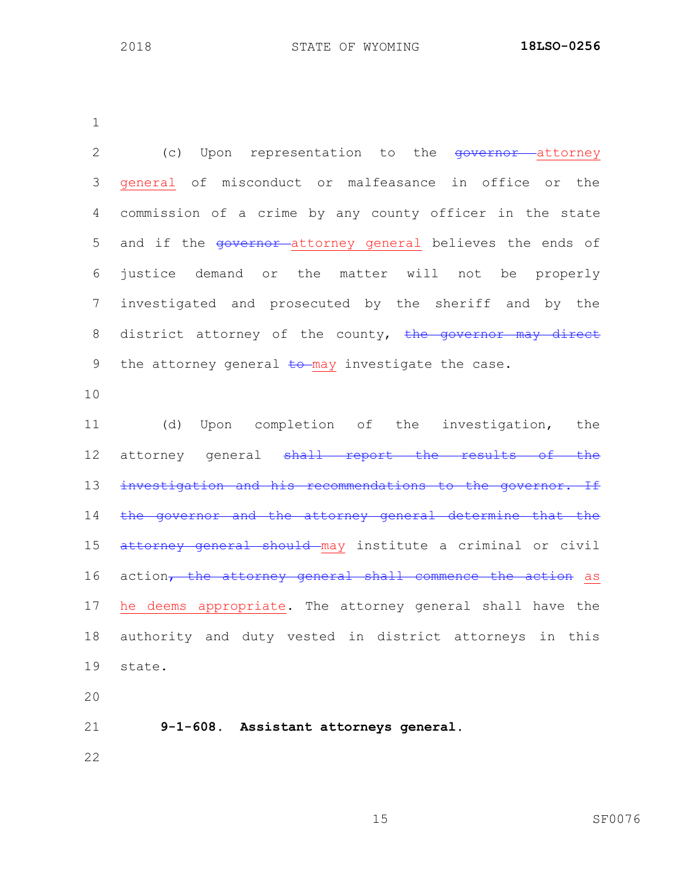(c) Upon representation to the ~~governor~~ <u>attorney general</u> of misconduct or malfeasance in office or the commission of a crime by any county officer in the state and if the ~~governor~~ <u>attorney general</u> believes the ends of justice demand or the matter will not be properly investigated and prosecuted by the sheriff and by the district attorney of the county, ~~the governor may direct~~ the attorney general ~~to~~ <u>may</u> investigate the case.

(d) Upon completion of the investigation, the attorney general ~~shall report the results of the investigation and his recommendations to the governor. If the governor and the attorney general determine that the attorney general should~~ <u>may</u> institute a criminal or civil action~~, the attorney general shall commence the action~~ <u>as he deems appropriate</u>. The attorney general shall have the authority and duty vested in district attorneys in this state.

**9-1-608. Assistant attorneys general.**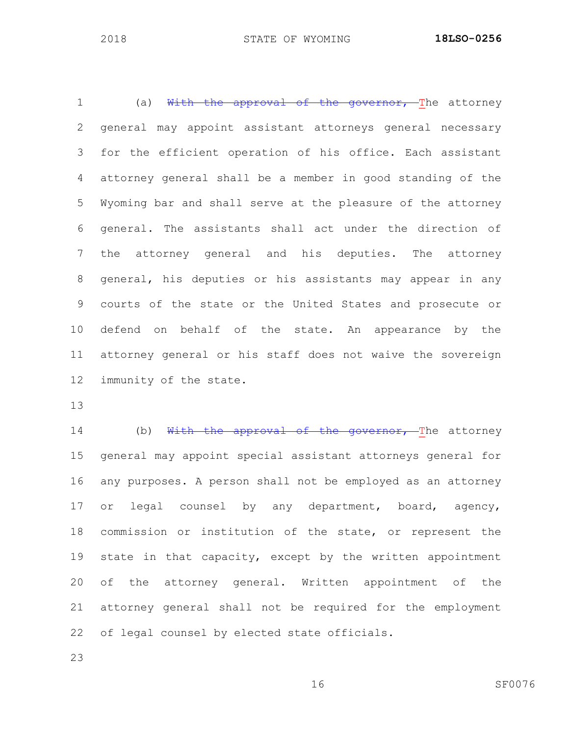(a) ~~With the approval of the governor, t~~The attorney general may appoint assistant attorneys general necessary for the efficient operation of his office. Each assistant attorney general shall be a member in good standing of the Wyoming bar and shall serve at the pleasure of the attorney general. The assistants shall act under the direction of the attorney general and his deputies. The attorney general, his deputies or his assistants may appear in any courts of the state or the United States and prosecute or defend on behalf of the state. An appearance by the attorney general or his staff does not waive the sovereign immunity of the state.

(b) ~~With the approval of the governor, t~~The attorney general may appoint special assistant attorneys general for any purposes. A person shall not be employed as an attorney or legal counsel by any department, board, agency, commission or institution of the state, or represent the state in that capacity, except by the written appointment of the attorney general. Written appointment of the attorney general shall not be required for the employment of legal counsel by elected state officials.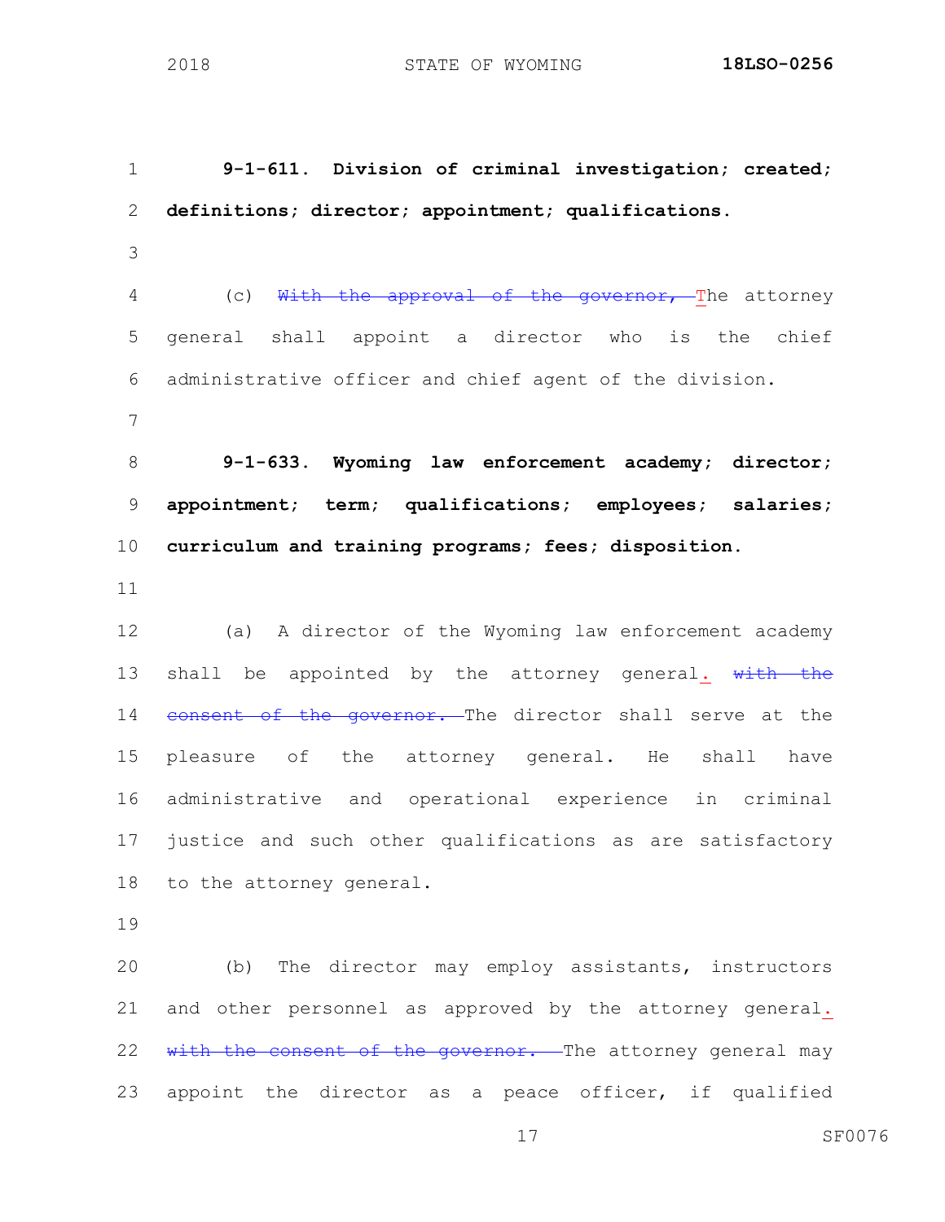**9-1-611. Division of criminal investigation; created; definitions; director; appointment; qualifications.**

(c) ~~With the approval of the governor, t~~The attorney general shall appoint a director who is the chief administrative officer and chief agent of the division.

**9-1-633. Wyoming law enforcement academy; director; appointment; term; qualifications; employees; salaries; curriculum and training programs; fees; disposition.**

(a) A director of the Wyoming law enforcement academy shall be appointed by the attorney general. ~~with the consent of the governor.~~ The director shall serve at the pleasure of the attorney general. He shall have administrative and operational experience in criminal justice and such other qualifications as are satisfactory to the attorney general.

(b) The director may employ assistants, instructors and other personnel as approved by the attorney general. ~~with the consent of the governor.~~ The attorney general may appoint the director as a peace officer, if qualified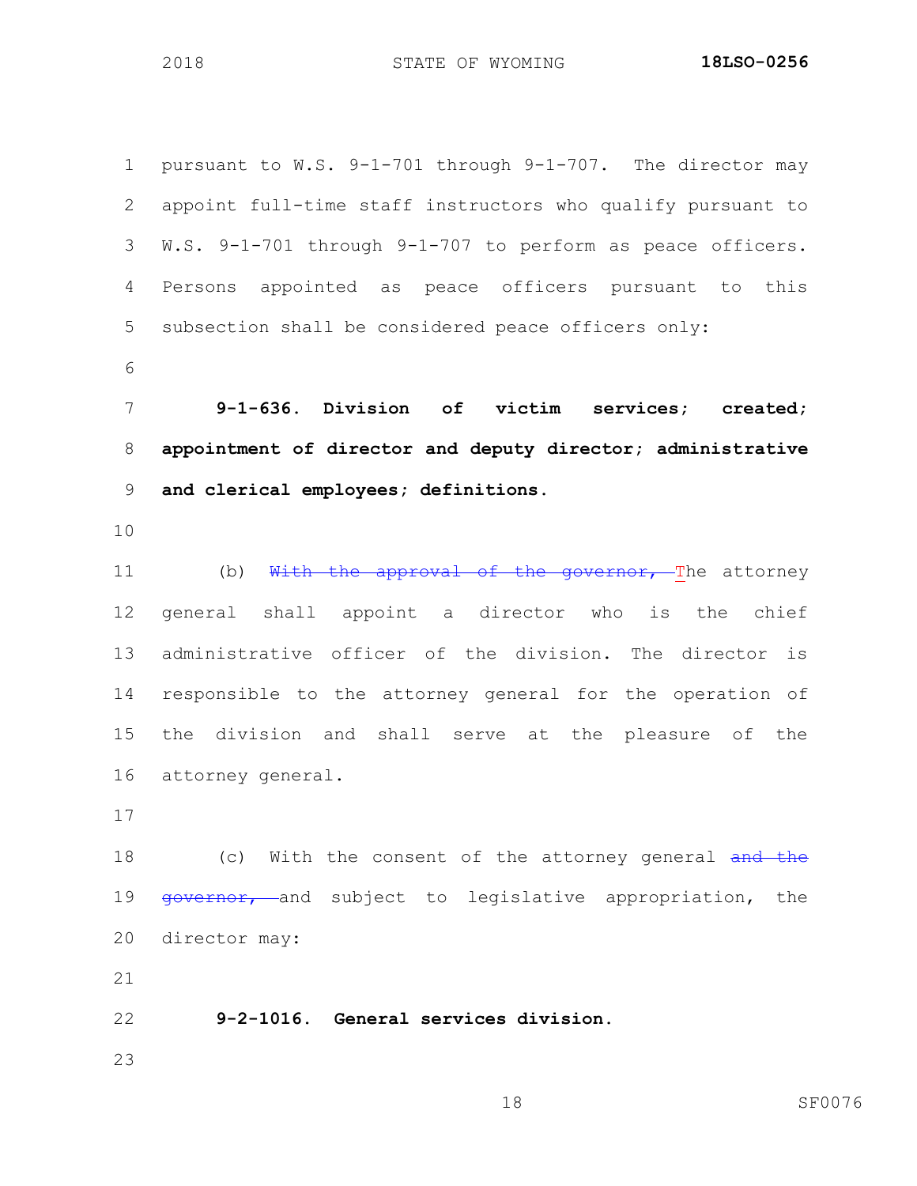pursuant to W.S. 9-1-701 through 9-1-707. The director may appoint full-time staff instructors who qualify pursuant to W.S. 9-1-701 through 9-1-707 to perform as peace officers. Persons appointed as peace officers pursuant to this subsection shall be considered peace officers only:

**9-1-636. Division of victim services; created; appointment of director and deputy director; administrative and clerical employees; definitions.**

(b) ~~With the approval of the governor, t~~The attorney general shall appoint a director who is the chief administrative officer of the division. The director is responsible to the attorney general for the operation of the division and shall serve at the pleasure of the attorney general.

(c) With the consent of the attorney general ~~and the governor,~~ and subject to legislative appropriation, the director may:

**9-2-1016. General services division.**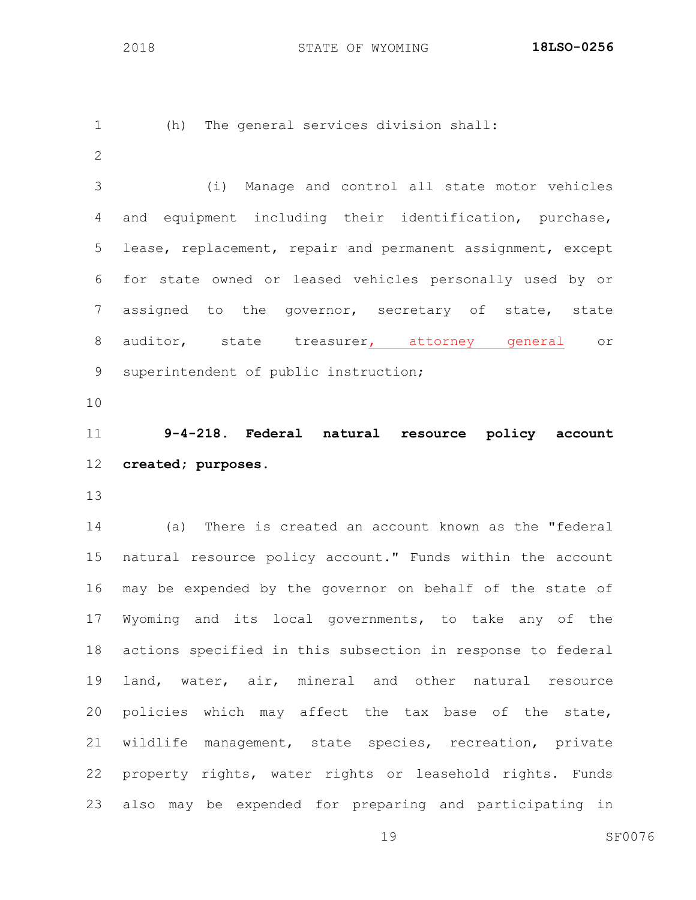(h) The general services division shall:

(i) Manage and control all state motor vehicles and equipment including their identification, purchase, lease, replacement, repair and permanent assignment, except for state owned or leased vehicles personally used by or assigned to the governor, secretary of state, state auditor, state treasurer, attorney general or superintendent of public instruction;

**9-4-218. Federal natural resource policy account created; purposes.**

(a) There is created an account known as the "federal natural resource policy account." Funds within the account may be expended by the governor on behalf of the state of Wyoming and its local governments, to take any of the actions specified in this subsection in response to federal land, water, air, mineral and other natural resource policies which may affect the tax base of the state, wildlife management, state species, recreation, private property rights, water rights or leasehold rights. Funds also may be expended for preparing and participating in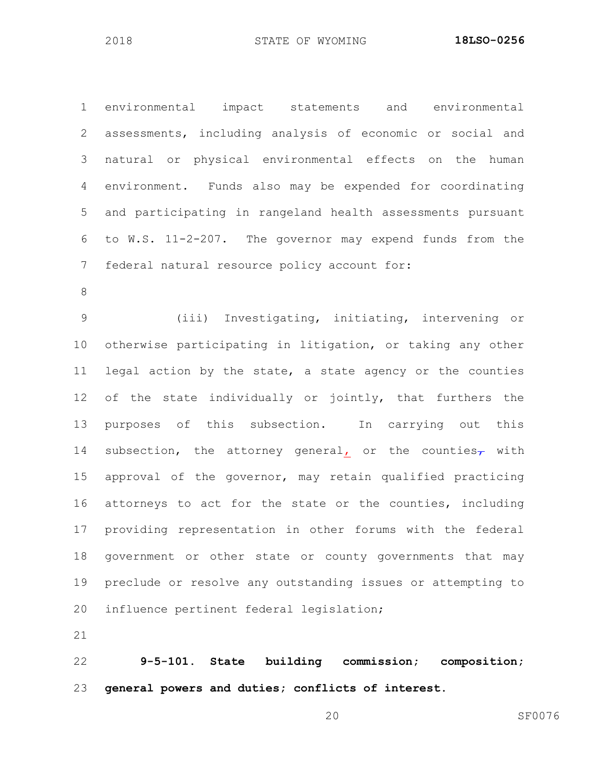environmental impact statements and environmental assessments, including analysis of economic or social and natural or physical environmental effects on the human environment. Funds also may be expended for coordinating and participating in rangeland health assessments pursuant to W.S. 11-2-207. The governor may expend funds from the federal natural resource policy account for:

(iii) Investigating, initiating, intervening or otherwise participating in litigation, or taking any other legal action by the state, a state agency or the counties of the state individually or jointly, that furthers the purposes of this subsection. In carrying out this subsection, the attorney general, or the counties, with approval of the governor, may retain qualified practicing attorneys to act for the state or the counties, including providing representation in other forums with the federal government or other state or county governments that may preclude or resolve any outstanding issues or attempting to influence pertinent federal legislation;

**9-5-101. State building commission; composition; general powers and duties; conflicts of interest.**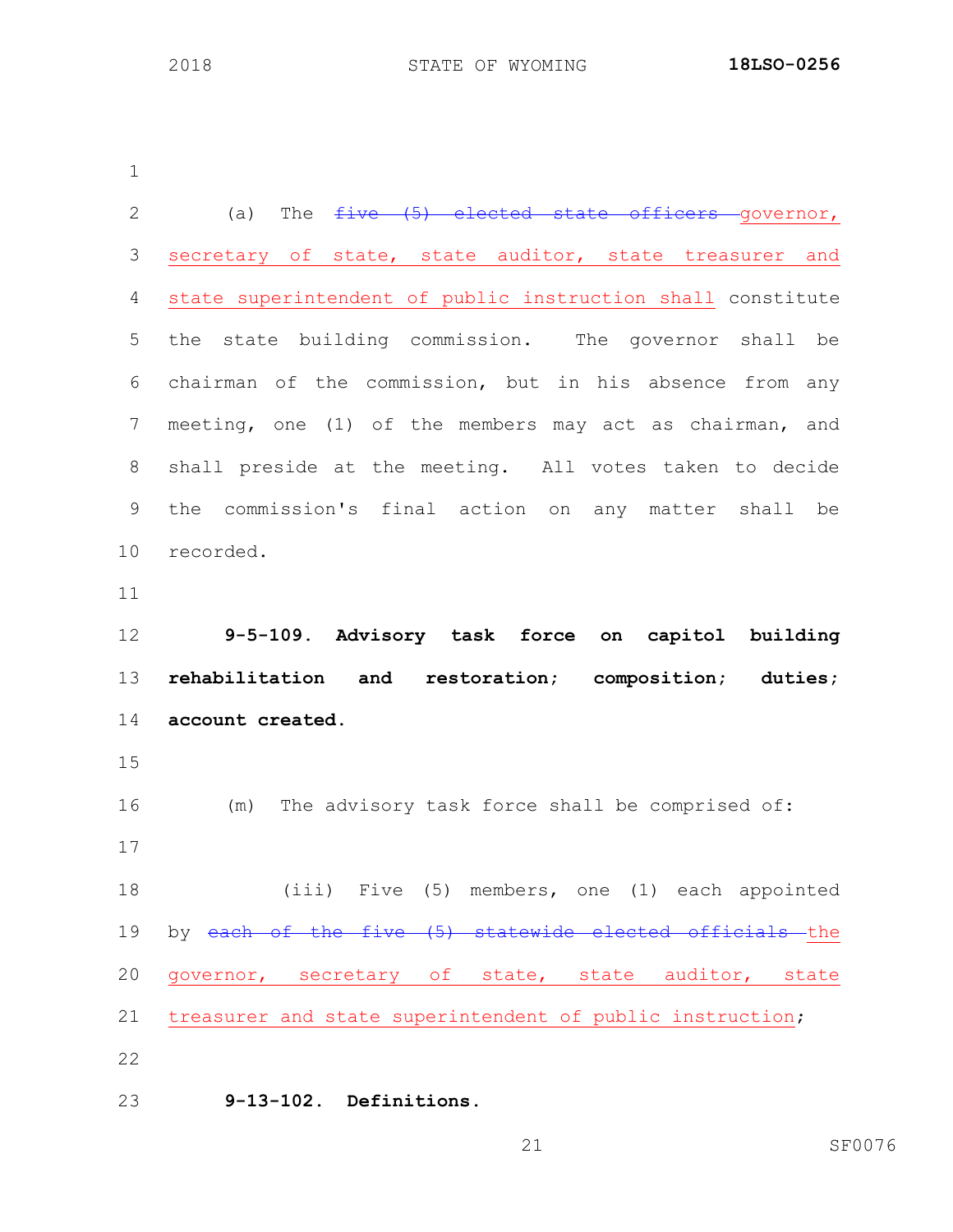(a) The ~~five (5) elected state officers~~ governor, secretary of state, state auditor, state treasurer and state superintendent of public instruction shall constitute the state building commission. The governor shall be chairman of the commission, but in his absence from any meeting, one (1) of the members may act as chairman, and shall preside at the meeting. All votes taken to decide the commission's final action on any matter shall be recorded.

**9-5-109. Advisory task force on capitol building rehabilitation and restoration; composition; duties; account created.**

(m) The advisory task force shall be comprised of:

(iii) Five (5) members, one (1) each appointed by ~~each of the five (5) statewide elected officials~~ the governor, secretary of state, state auditor, state treasurer and state superintendent of public instruction;

**9-13-102. Definitions.**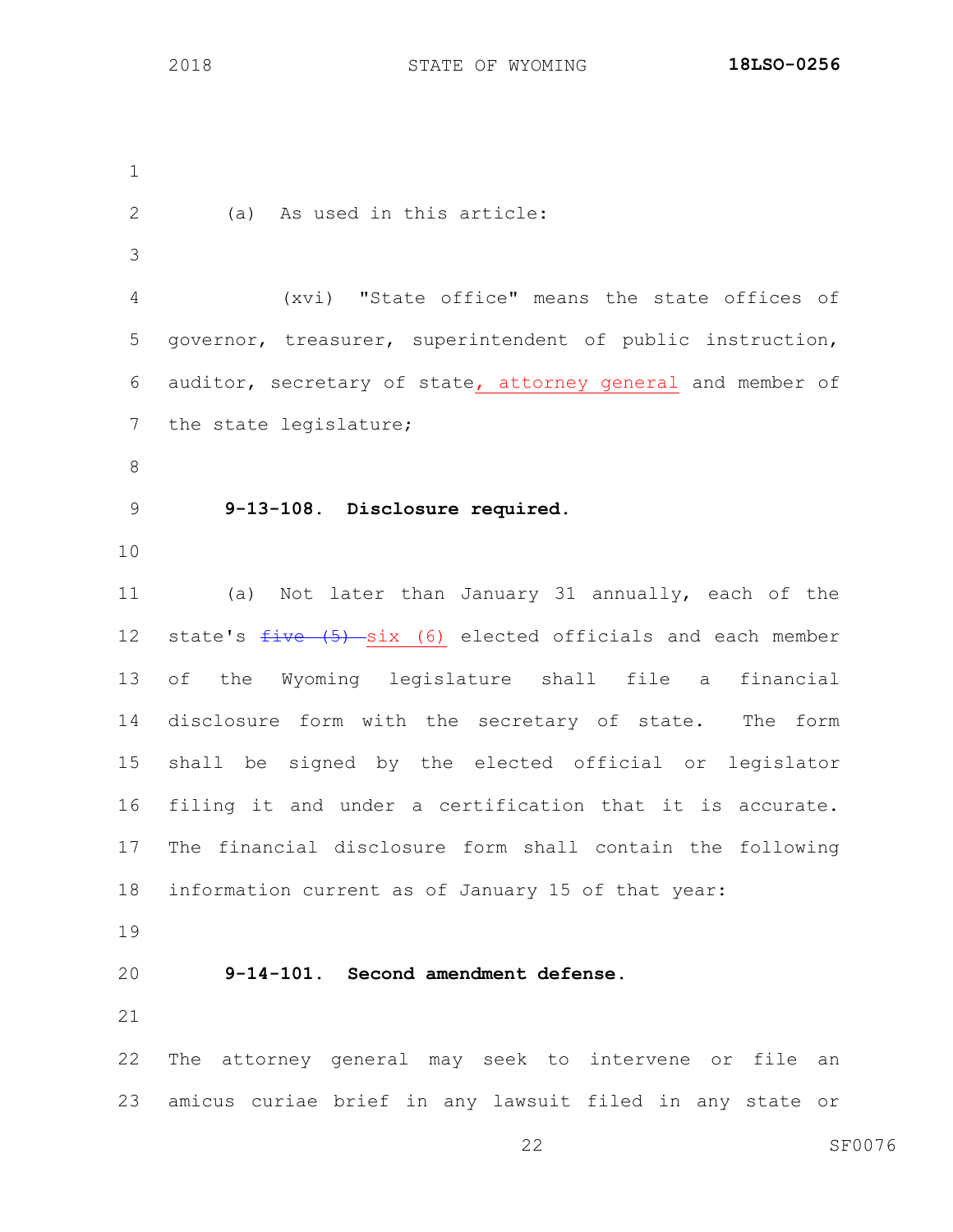(a) As used in this article:

(xvi) "State office" means the state offices of governor, treasurer, superintendent of public instruction, auditor, secretary of state<u>, attorney general</u> and member of the state legislature;

**9-13-108. Disclosure required.**

(a) Not later than January 31 annually, each of the state's ~~five (5)~~ <u>six (6)</u> elected officials and each member of the Wyoming legislature shall file a financial disclosure form with the secretary of state. The form shall be signed by the elected official or legislator filing it and under a certification that it is accurate. The financial disclosure form shall contain the following information current as of January 15 of that year:

**9-14-101. Second amendment defense.**

The attorney general may seek to intervene or file an amicus curiae brief in any lawsuit filed in any state or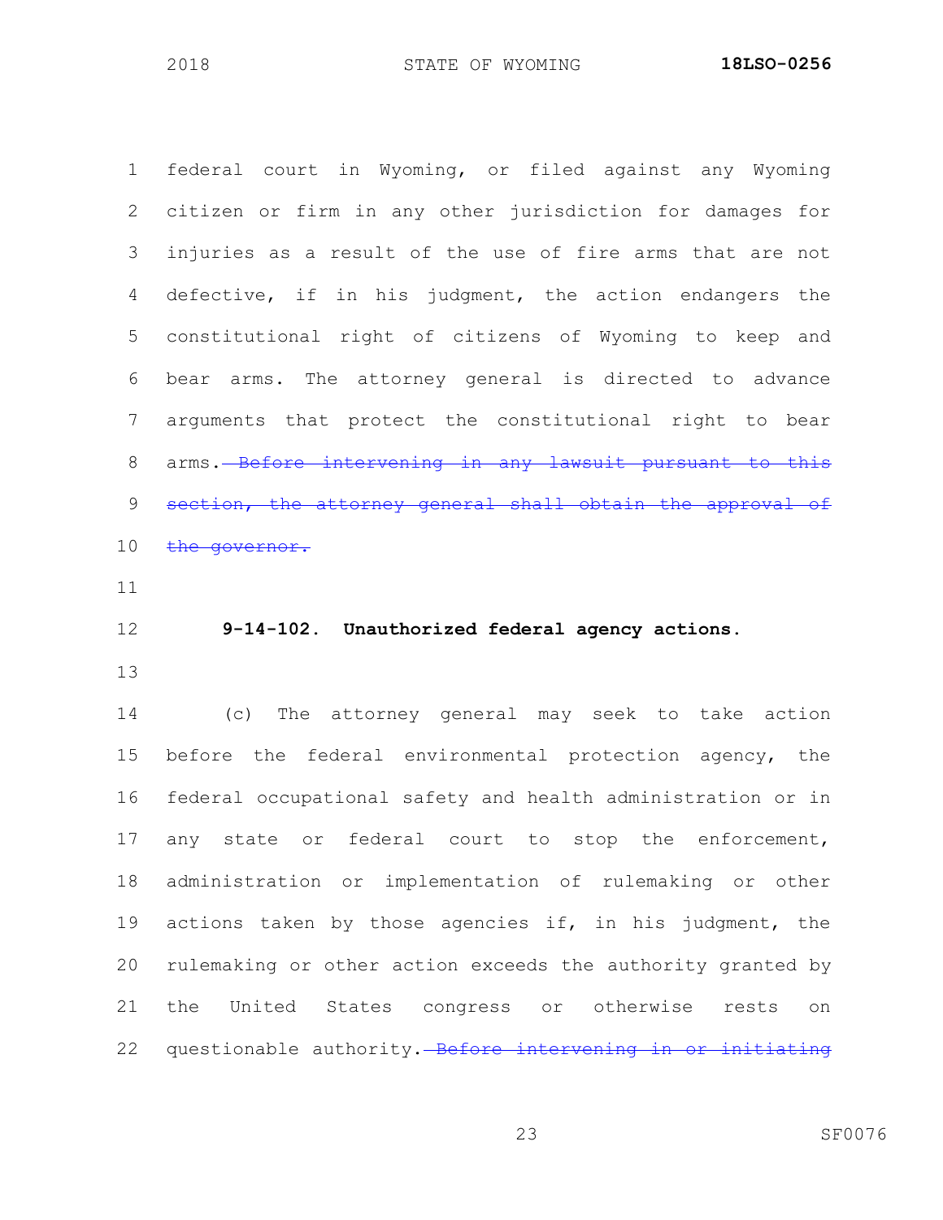federal court in Wyoming, or filed against any Wyoming citizen or firm in any other jurisdiction for damages for injuries as a result of the use of fire arms that are not defective, if in his judgment, the action endangers the constitutional right of citizens of Wyoming to keep and bear arms. The attorney general is directed to advance arguments that protect the constitutional right to bear arms. ~~Before intervening in any lawsuit pursuant to this section, the attorney general shall obtain the approval of the governor.~~

**9-14-102. Unauthorized federal agency actions.**

(c) The attorney general may seek to take action before the federal environmental protection agency, the federal occupational safety and health administration or in any state or federal court to stop the enforcement, administration or implementation of rulemaking or other actions taken by those agencies if, in his judgment, the rulemaking or other action exceeds the authority granted by the United States congress or otherwise rests on questionable authority. ~~Before intervening in or initiating~~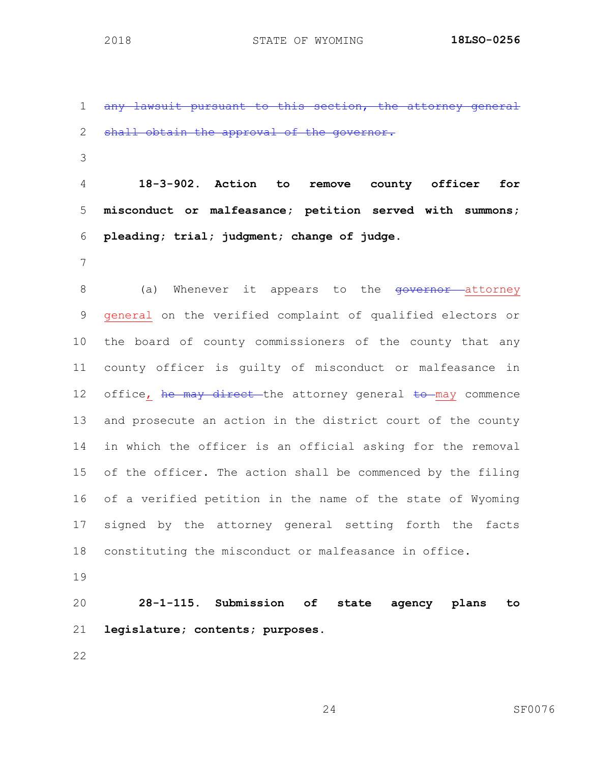~~any lawsuit pursuant to this section, the attorney general shall obtain the approval of the governor.~~

**18-3-902. Action to remove county officer for misconduct or malfeasance; petition served with summons; pleading; trial; judgment; change of judge.**

(a) Whenever it appears to the ~~governor~~ attorney general on the verified complaint of qualified electors or the board of county commissioners of the county that any county officer is guilty of misconduct or malfeasance in office, ~~he may direct~~ the attorney general ~~to~~ may commence and prosecute an action in the district court of the county in which the officer is an official asking for the removal of the officer. The action shall be commenced by the filing of a verified petition in the name of the state of Wyoming signed by the attorney general setting forth the facts constituting the misconduct or malfeasance in office.

**28-1-115. Submission of state agency plans to legislature; contents; purposes.**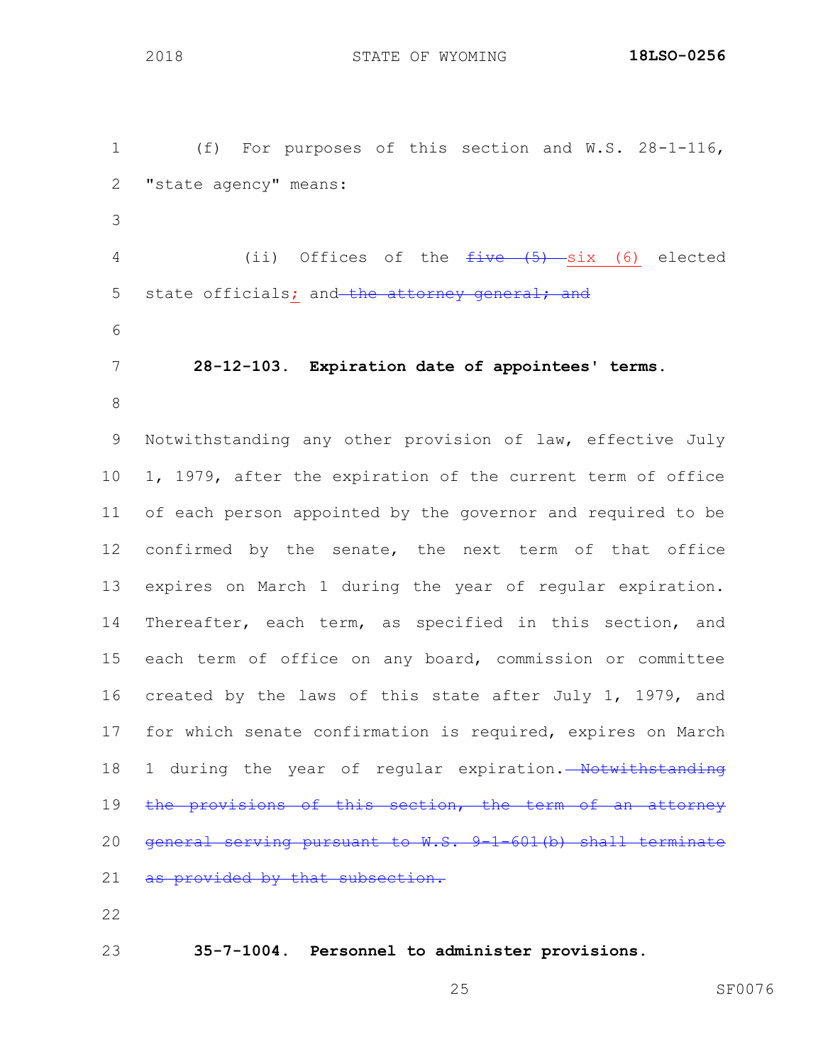(f) For purposes of this section and W.S. 28-1-116, "state agency" means:

(ii) Offices of the ~~five (5)~~ six (6) elected state officials; and ~~the attorney general; and~~

**28-12-103. Expiration date of appointees' terms.**

Notwithstanding any other provision of law, effective July 1, 1979, after the expiration of the current term of office of each person appointed by the governor and required to be confirmed by the senate, the next term of that office expires on March 1 during the year of regular expiration. Thereafter, each term, as specified in this section, and each term of office on any board, commission or committee created by the laws of this state after July 1, 1979, and for which senate confirmation is required, expires on March 1 during the year of regular expiration. ~~Notwithstanding the provisions of this section, the term of an attorney general serving pursuant to W.S. 9-1-601(b) shall terminate as provided by that subsection.~~

**35-7-1004. Personnel to administer provisions.**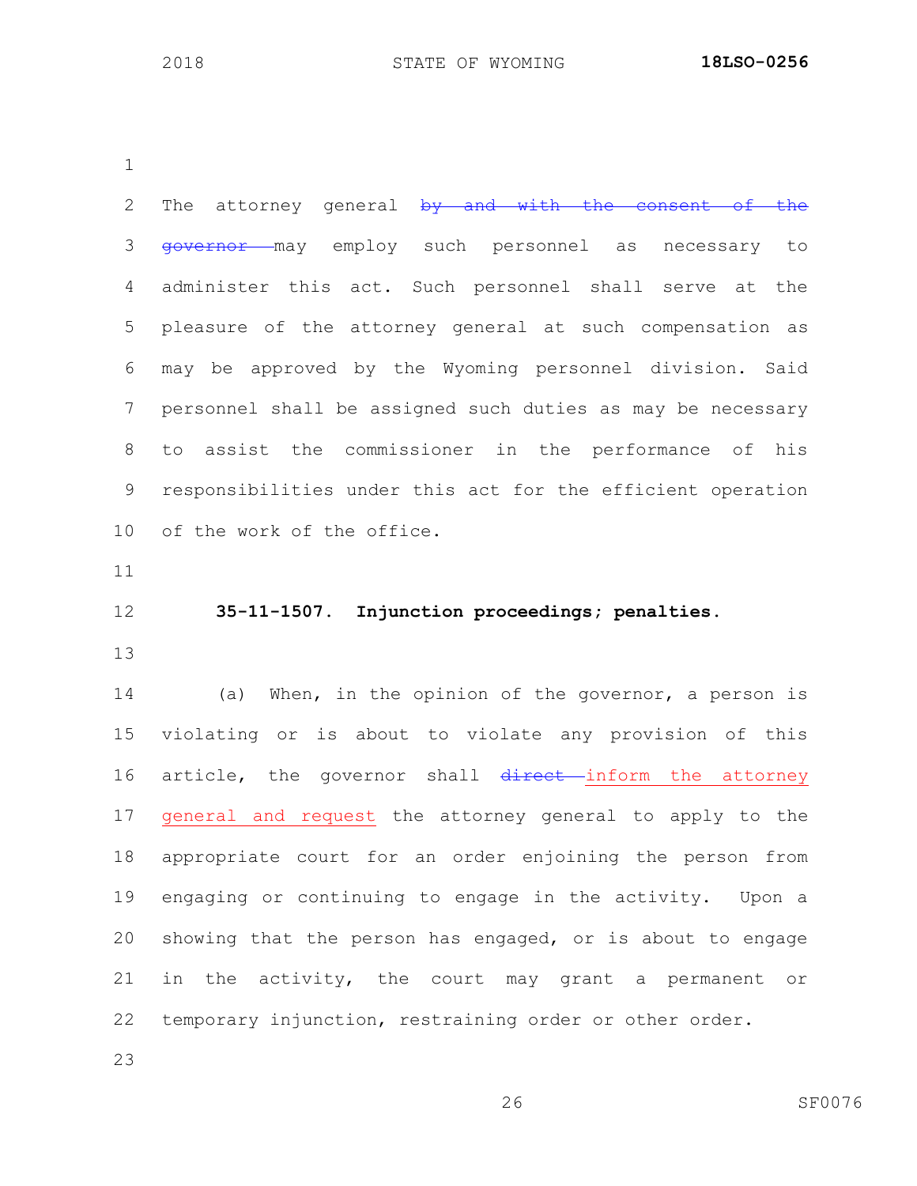The attorney general ~~by and with the consent of the governor~~ may employ such personnel as necessary to administer this act. Such personnel shall serve at the pleasure of the attorney general at such compensation as may be approved by the Wyoming personnel division. Said personnel shall be assigned such duties as may be necessary to assist the commissioner in the performance of his responsibilities under this act for the efficient operation of the work of the office.

**35-11-1507. Injunction proceedings; penalties.**

(a) When, in the opinion of the governor, a person is violating or is about to violate any provision of this article, the governor shall ~~direct~~ <u>inform the attorney general and request</u> the attorney general to apply to the appropriate court for an order enjoining the person from engaging or continuing to engage in the activity. Upon a showing that the person has engaged, or is about to engage in the activity, the court may grant a permanent or temporary injunction, restraining order or other order.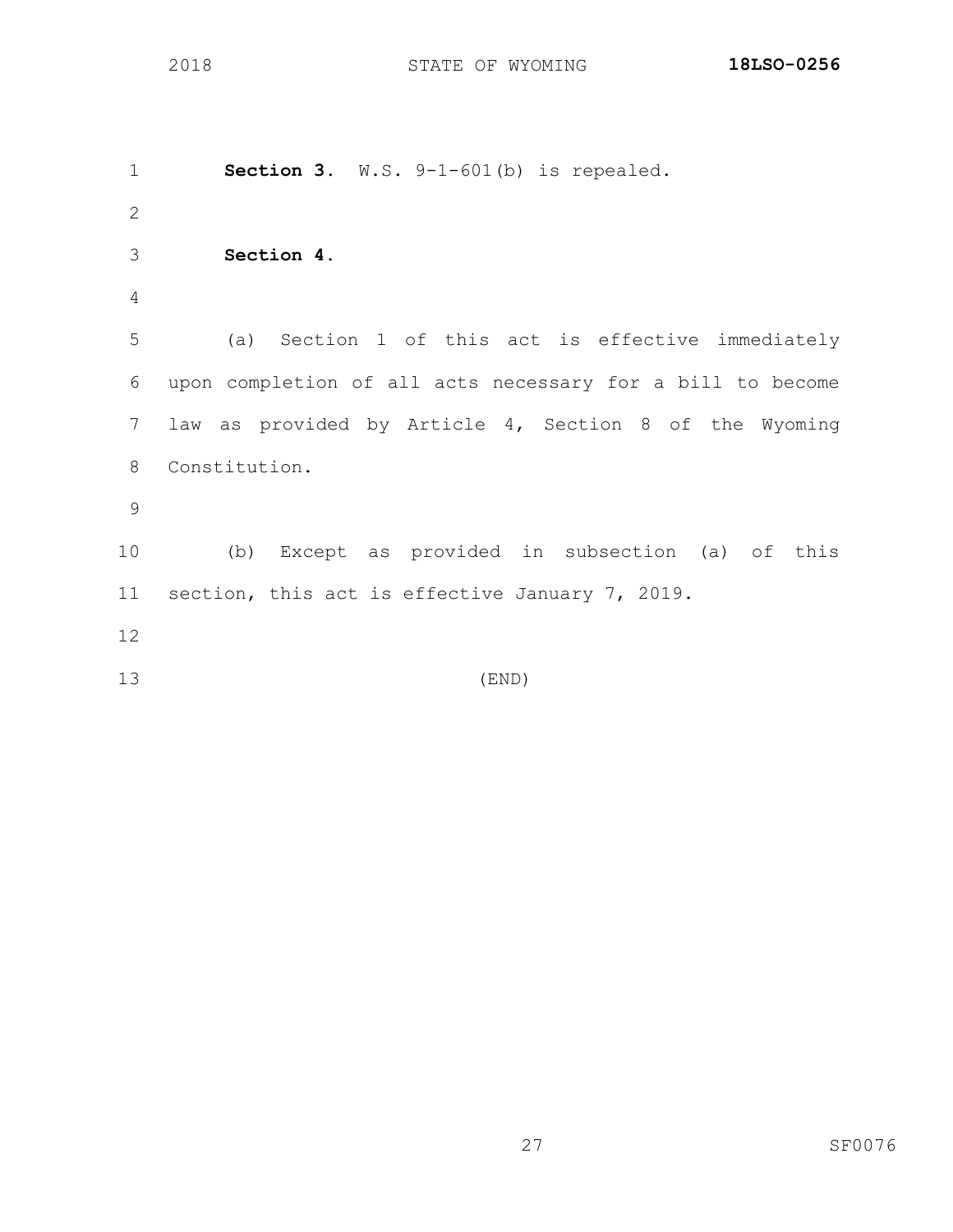**Section 3**. W.S. 9-1-601(b) is repealed.

**Section 4**.

(a) Section 1 of this act is effective immediately upon completion of all acts necessary for a bill to become law as provided by Article 4, Section 8 of the Wyoming Constitution.

(b) Except as provided in subsection (a) of this section, this act is effective January 7, 2019.

(END)